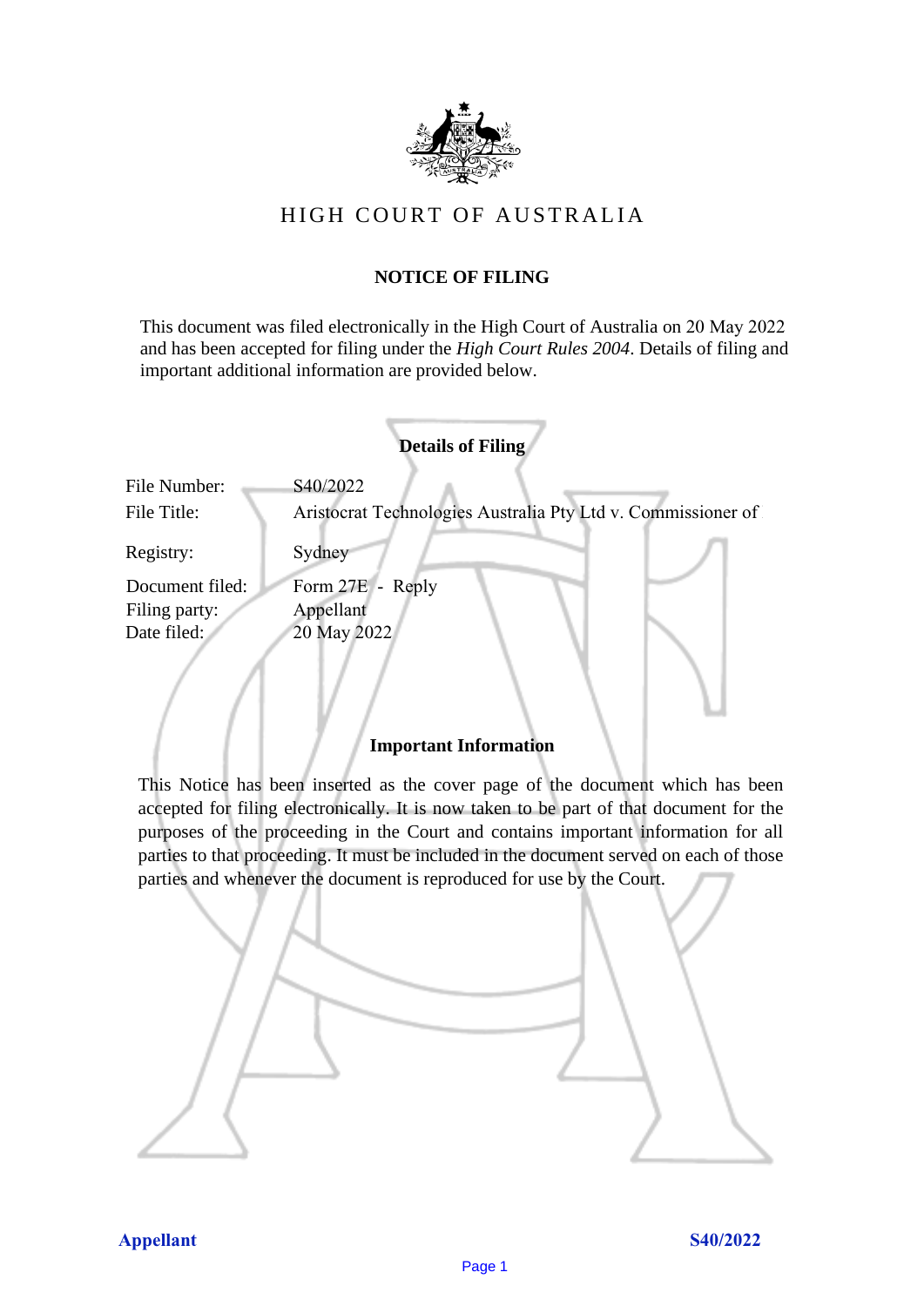# HIGH COURT OF AUSTRALIA

## NOTICE OF FILING

This document was filed electronically in the High Court of Australia on 20 May 2022 and has been accepted for filing under the *High Court Rules 2004*. Details of filing and important additional information are provided below.

### Details of Filing

| | |
|---|---|
| File Number: | S40/2022 |
| File Title: | Aristocrat Technologies Australia Pty Ltd v. Commissioner of |
| Registry: | Sydney |
| Document filed: | Form 27E - Reply |
| Filing party: | Appellant |
| Date filed: | 20 May 2022 |

### Important Information

This Notice has been inserted as the cover page of the document which has been accepted for filing electronically. It is now taken to be part of that document for the purposes of the proceeding in the Court and contains important information for all parties to that proceeding. It must be included in the document served on each of those parties and whenever the document is reproduced for use by the Court.

**Appellant** **S40/2022**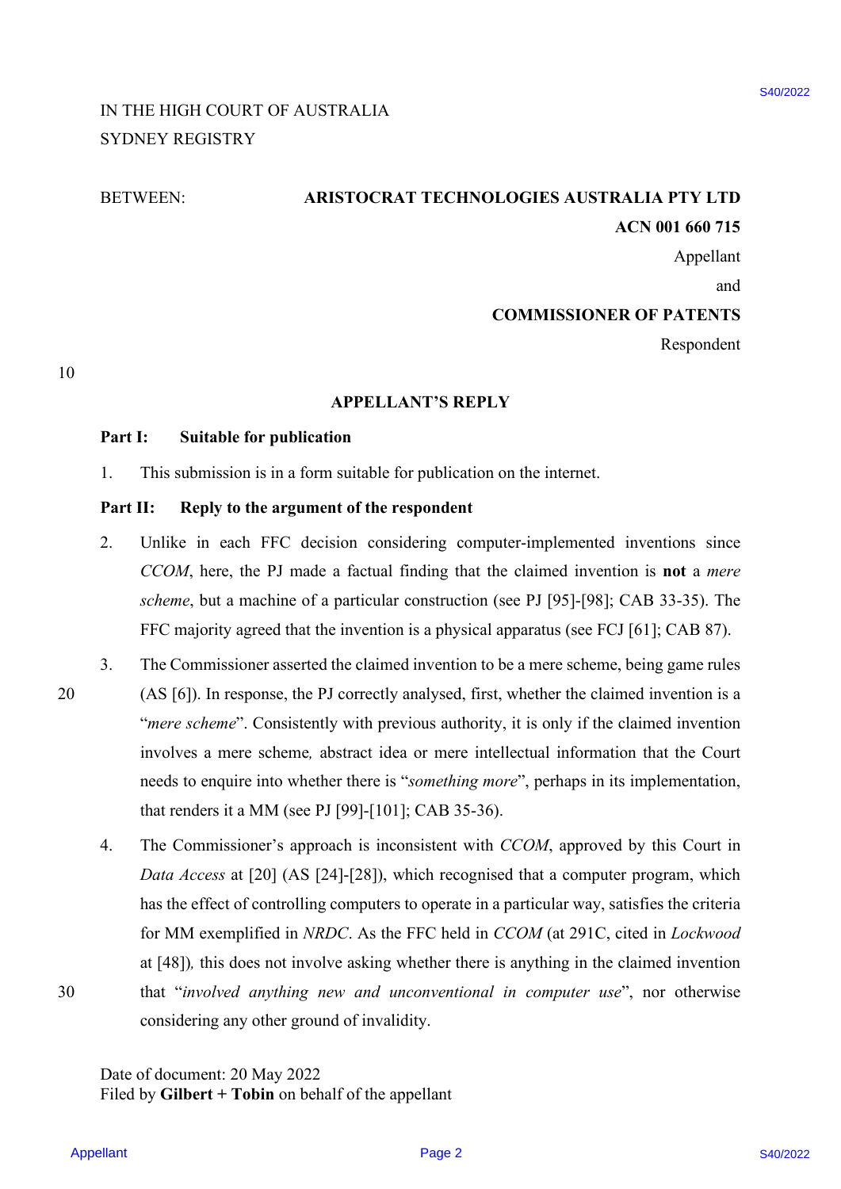IN THE HIGH COURT OF AUSTRALIA
SYDNEY REGISTRY

BETWEEN: **ARISTOCRAT TECHNOLOGIES AUSTRALIA PTY LTD**
**ACN 001 660 715**
Appellant
and
**COMMISSIONER OF PATENTS**
Respondent

**APPELLANT'S REPLY**

**Part I: Suitable for publication**

1. This submission is in a form suitable for publication on the internet.

**Part II: Reply to the argument of the respondent**

2. Unlike in each FFC decision considering computer-implemented inventions since *CCOM*, here, the PJ made a factual finding that the claimed invention is **not** a *mere scheme*, but a machine of a particular construction (see PJ [95]-[98]; CAB 33-35). The FFC majority agreed that the invention is a physical apparatus (see FCJ [61]; CAB 87).

3. The Commissioner asserted the claimed invention to be a mere scheme, being game rules (AS [6]). In response, the PJ correctly analysed, first, whether the claimed invention is a "*mere scheme*". Consistently with previous authority, it is only if the claimed invention involves a mere scheme*,* abstract idea or mere intellectual information that the Court needs to enquire into whether there is "*something more*", perhaps in its implementation, that renders it a MM (see PJ [99]-[101]; CAB 35-36).

4. The Commissioner's approach is inconsistent with *CCOM*, approved by this Court in *Data Access* at [20] (AS [24]-[28]), which recognised that a computer program, which has the effect of controlling computers to operate in a particular way, satisfies the criteria for MM exemplified in *NRDC*. As the FFC held in *CCOM* (at 291C, cited in *Lockwood* at [48])*,* this does not involve asking whether there is anything in the claimed invention that "*involved anything new and unconventional in computer use*", nor otherwise considering any other ground of invalidity.

Date of document: 20 May 2022
Filed by **Gilbert + Tobin** on behalf of the appellant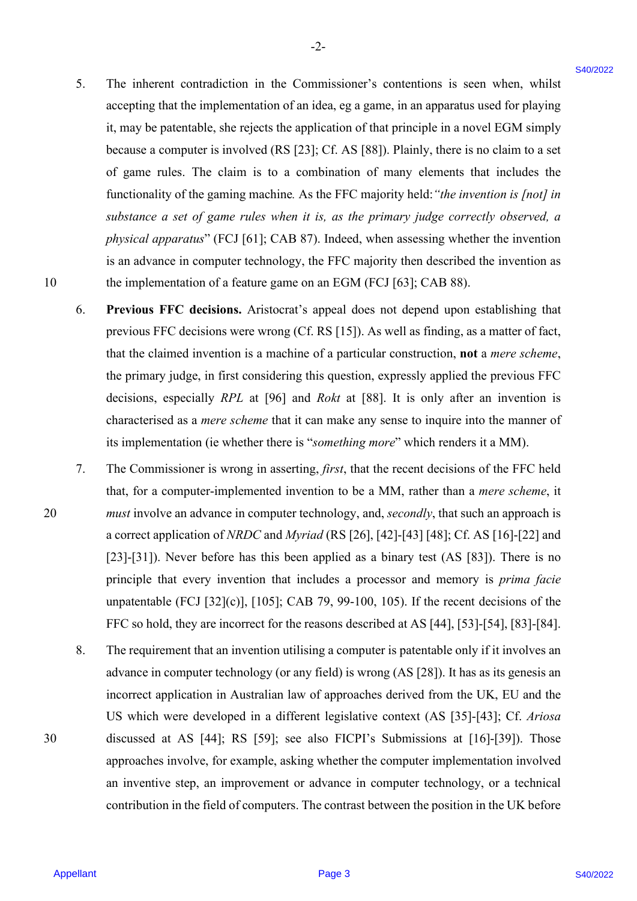5. The inherent contradiction in the Commissioner's contentions is seen when, whilst accepting that the implementation of an idea, eg a game, in an apparatus used for playing it, may be patentable, she rejects the application of that principle in a novel EGM simply because a computer is involved (RS [23]; Cf. AS [88]). Plainly, there is no claim to a set of game rules. The claim is to a combination of many elements that includes the functionality of the gaming machine. As the FFC majority held: "*the invention is [not] in substance a set of game rules when it is, as the primary judge correctly observed, a physical apparatus*" (FCJ [61]; CAB 87). Indeed, when assessing whether the invention is an advance in computer technology, the FFC majority then described the invention as the implementation of a feature game on an EGM (FCJ [63]; CAB 88).

6. **Previous FFC decisions.** Aristocrat's appeal does not depend upon establishing that previous FFC decisions were wrong (Cf. RS [15]). As well as finding, as a matter of fact, that the claimed invention is a machine of a particular construction, **not** a *mere scheme*, the primary judge, in first considering this question, expressly applied the previous FFC decisions, especially *RPL* at [96] and *Rokt* at [88]. It is only after an invention is characterised as a *mere scheme* that it can make any sense to inquire into the manner of its implementation (ie whether there is "*something more*" which renders it a MM).

7. The Commissioner is wrong in asserting, *first*, that the recent decisions of the FFC held that, for a computer-implemented invention to be a MM, rather than a *mere scheme*, it *must* involve an advance in computer technology, and, *secondly*, that such an approach is a correct application of *NRDC* and *Myriad* (RS [26], [42]-[43] [48]; Cf. AS [16]-[22] and [23]-[31]). Never before has this been applied as a binary test (AS [83]). There is no principle that every invention that includes a processor and memory is *prima facie* unpatentable (FCJ [32](c)], [105]; CAB 79, 99-100, 105). If the recent decisions of the FFC so hold, they are incorrect for the reasons described at AS [44], [53]-[54], [83]-[84].

8. The requirement that an invention utilising a computer is patentable only if it involves an advance in computer technology (or any field) is wrong (AS [28]). It has as its genesis an incorrect application in Australian law of approaches derived from the UK, EU and the US which were developed in a different legislative context (AS [35]-[43]; Cf. *Ariosa* discussed at AS [44]; RS [59]; see also FICPI's Submissions at [16]-[39]). Those approaches involve, for example, asking whether the computer implementation involved an inventive step, an improvement or advance in computer technology, or a technical contribution in the field of computers. The contrast between the position in the UK before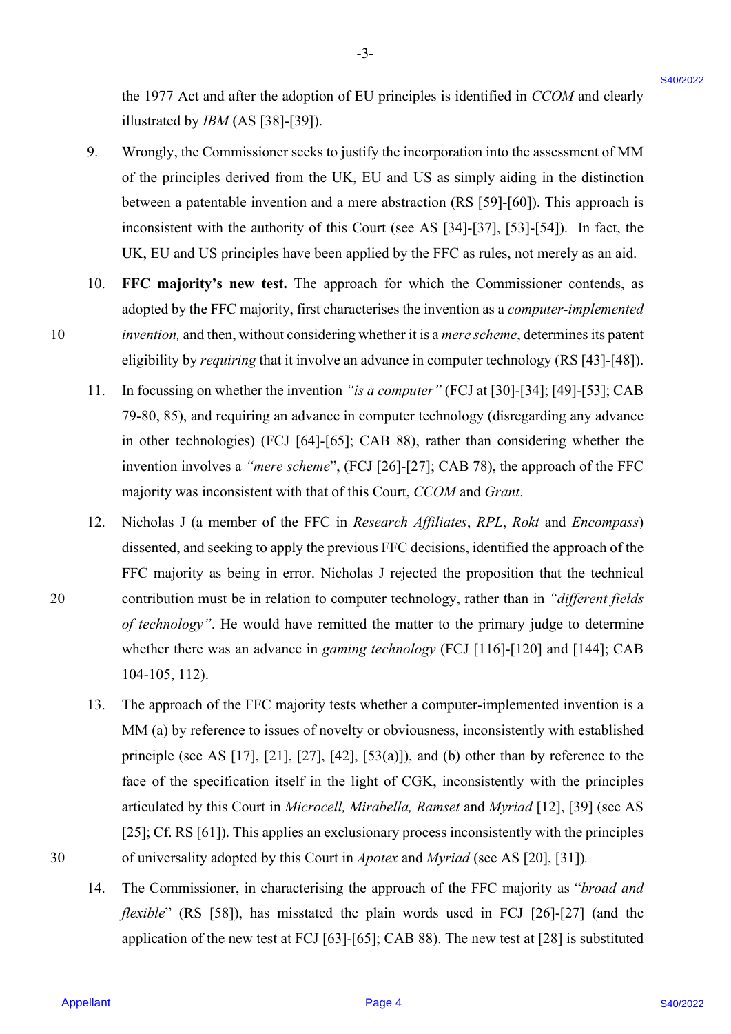the 1977 Act and after the adoption of EU principles is identified in *CCOM* and clearly illustrated by *IBM* (AS [38]-[39]).

9. Wrongly, the Commissioner seeks to justify the incorporation into the assessment of MM of the principles derived from the UK, EU and US as simply aiding in the distinction between a patentable invention and a mere abstraction (RS [59]-[60]). This approach is inconsistent with the authority of this Court (see AS [34]-[37], [53]-[54]). In fact, the UK, EU and US principles have been applied by the FFC as rules, not merely as an aid.

10. **FFC majority's new test.** The approach for which the Commissioner contends, as adopted by the FFC majority, first characterises the invention as a *computer-implemented invention,* and then, without considering whether it is a *mere scheme*, determines its patent eligibility by *requiring* that it involve an advance in computer technology (RS [43]-[48]).

11. In focussing on whether the invention *"is a computer"* (FCJ at [30]-[34]; [49]-[53]; CAB 79-80, 85), and requiring an advance in computer technology (disregarding any advance in other technologies) (FCJ [64]-[65]; CAB 88), rather than considering whether the invention involves a *"mere scheme*", (FCJ [26]-[27]; CAB 78), the approach of the FFC majority was inconsistent with that of this Court, *CCOM* and *Grant*.

12. Nicholas J (a member of the FFC in *Research Affiliates*, *RPL*, *Rokt* and *Encompass*) dissented, and seeking to apply the previous FFC decisions, identified the approach of the FFC majority as being in error. Nicholas J rejected the proposition that the technical contribution must be in relation to computer technology, rather than in *"different fields of technology"*. He would have remitted the matter to the primary judge to determine whether there was an advance in *gaming technology* (FCJ [116]-[120] and [144]; CAB 104-105, 112).

13. The approach of the FFC majority tests whether a computer-implemented invention is a MM (a) by reference to issues of novelty or obviousness, inconsistently with established principle (see AS [17], [21], [27], [42], [53(a)]), and (b) other than by reference to the face of the specification itself in the light of CGK, inconsistently with the principles articulated by this Court in *Microcell, Mirabella, Ramset* and *Myriad* [12], [39] (see AS [25]; Cf. RS [61]). This applies an exclusionary process inconsistently with the principles of universality adopted by this Court in *Apotex* and *Myriad* (see AS [20], [31]).

14. The Commissioner, in characterising the approach of the FFC majority as "*broad and flexible*" (RS [58]), has misstated the plain words used in FCJ [26]-[27] (and the application of the new test at FCJ [63]-[65]; CAB 88). The new test at [28] is substituted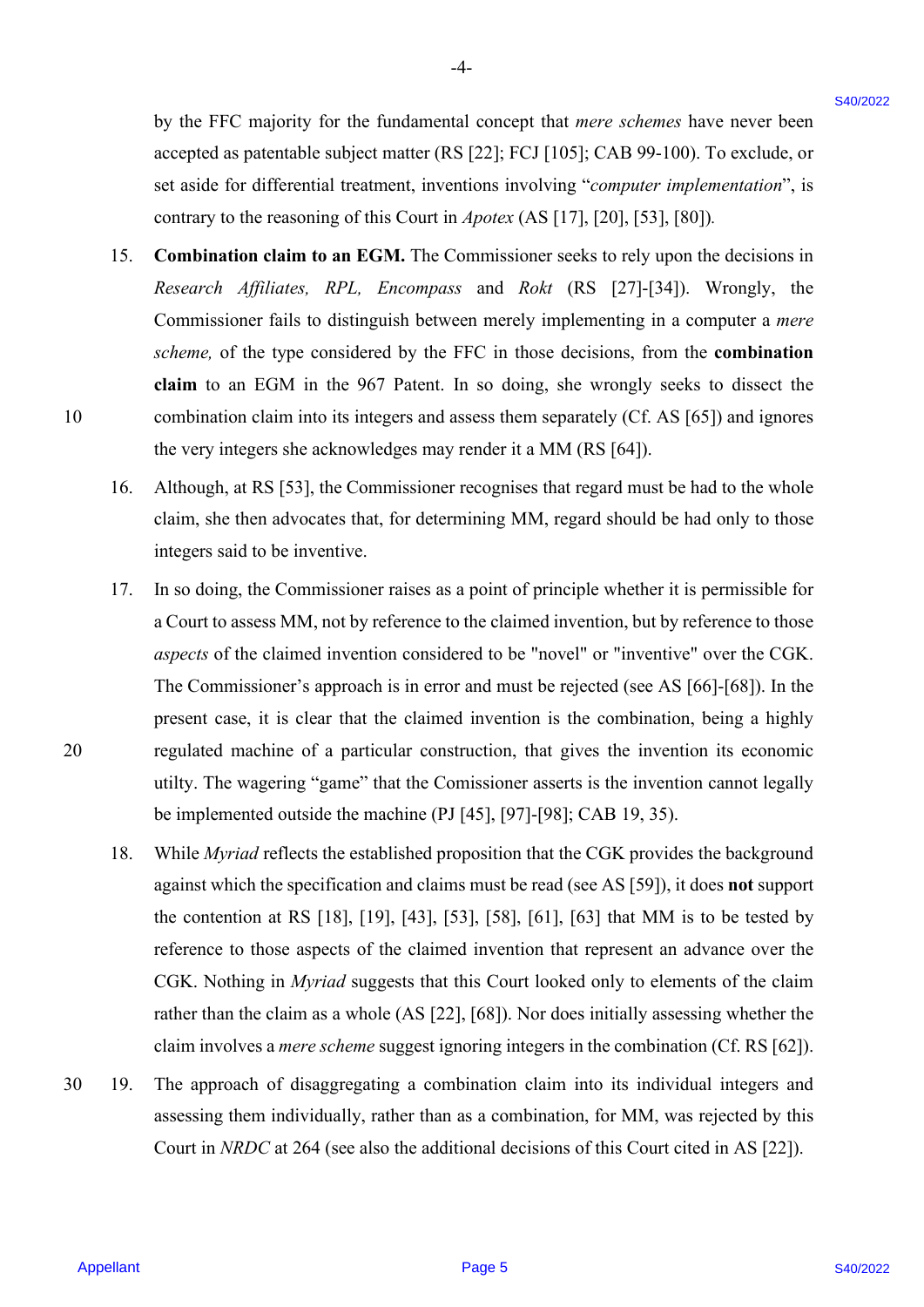by the FFC majority for the fundamental concept that *mere schemes* have never been accepted as patentable subject matter (RS [22]; FCJ [105]; CAB 99-100). To exclude, or set aside for differential treatment, inventions involving "*computer implementation*", is contrary to the reasoning of this Court in *Apotex* (AS [17], [20], [53], [80]).

15. **Combination claim to an EGM.** The Commissioner seeks to rely upon the decisions in *Research Affiliates, RPL, Encompass* and *Rokt* (RS [27]-[34]). Wrongly, the Commissioner fails to distinguish between merely implementing in a computer a *mere scheme,* of the type considered by the FFC in those decisions, from the **combination claim** to an EGM in the 967 Patent. In so doing, she wrongly seeks to dissect the combination claim into its integers and assess them separately (Cf. AS [65]) and ignores the very integers she acknowledges may render it a MM (RS [64]).

16. Although, at RS [53], the Commissioner recognises that regard must be had to the whole claim, she then advocates that, for determining MM, regard should be had only to those integers said to be inventive.

17. In so doing, the Commissioner raises as a point of principle whether it is permissible for a Court to assess MM, not by reference to the claimed invention, but by reference to those *aspects* of the claimed invention considered to be "novel" or "inventive" over the CGK. The Commissioner's approach is in error and must be rejected (see AS [66]-[68]). In the present case, it is clear that the claimed invention is the combination, being a highly regulated machine of a particular construction, that gives the invention its economic utilty. The wagering "game" that the Comissioner asserts is the invention cannot legally be implemented outside the machine (PJ [45], [97]-[98]; CAB 19, 35).

18. While *Myriad* reflects the established proposition that the CGK provides the background against which the specification and claims must be read (see AS [59]), it does **not** support the contention at RS [18], [19], [43], [53], [58], [61], [63] that MM is to be tested by reference to those aspects of the claimed invention that represent an advance over the CGK. Nothing in *Myriad* suggests that this Court looked only to elements of the claim rather than the claim as a whole (AS [22], [68]). Nor does initially assessing whether the claim involves a *mere scheme* suggest ignoring integers in the combination (Cf. RS [62]).

19. The approach of disaggregating a combination claim into its individual integers and assessing them individually, rather than as a combination, for MM, was rejected by this Court in *NRDC* at 264 (see also the additional decisions of this Court cited in AS [22]).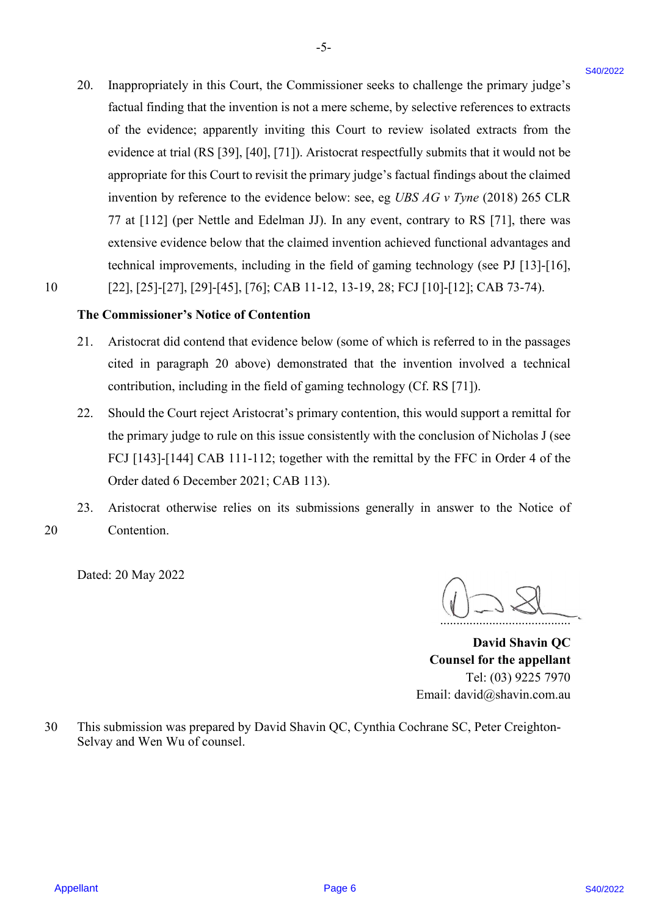20. Inappropriately in this Court, the Commissioner seeks to challenge the primary judge's factual finding that the invention is not a mere scheme, by selective references to extracts of the evidence; apparently inviting this Court to review isolated extracts from the evidence at trial (RS [39], [40], [71]). Aristocrat respectfully submits that it would not be appropriate for this Court to revisit the primary judge's factual findings about the claimed invention by reference to the evidence below: see, eg *UBS AG v Tyne* (2018) 265 CLR 77 at [112] (per Nettle and Edelman JJ). In any event, contrary to RS [71], there was extensive evidence below that the claimed invention achieved functional advantages and technical improvements, including in the field of gaming technology (see PJ [13]-[16], [22], [25]-[27], [29]-[45], [76]; CAB 11-12, 13-19, 28; FCJ [10]-[12]; CAB 73-74).

**The Commissioner's Notice of Contention**

21. Aristocrat did contend that evidence below (some of which is referred to in the passages cited in paragraph 20 above) demonstrated that the invention involved a technical contribution, including in the field of gaming technology (Cf. RS [71]).

22. Should the Court reject Aristocrat's primary contention, this would support a remittal for the primary judge to rule on this issue consistently with the conclusion of Nicholas J (see FCJ [143]-[144] CAB 111-112; together with the remittal by the FFC in Order 4 of the Order dated 6 December 2021; CAB 113).

23. Aristocrat otherwise relies on its submissions generally in answer to the Notice of Contention.

Dated: 20 May 2022

.......................................

**David Shavin QC**
**Counsel for the appellant**
Tel: (03) 9225 7970
Email: david@shavin.com.au

This submission was prepared by David Shavin QC, Cynthia Cochrane SC, Peter Creighton-Selvay and Wen Wu of counsel.